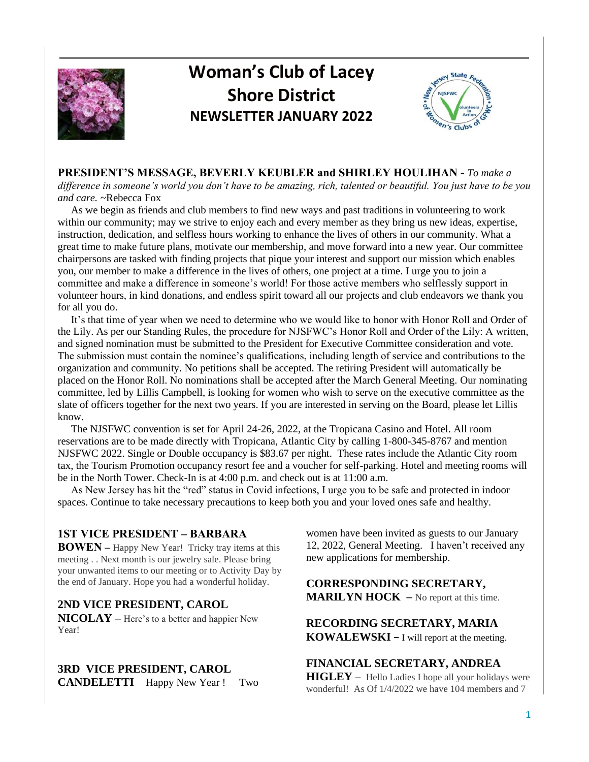# Woman's Club of Lacey
# Shore District
## NEWSLETTER JANUARY 2022

**PRESIDENT'S MESSAGE, BEVERLY KEUBLER and SHIRLEY HOULIHAN -** *To make a difference in someone's world you don't have to be amazing, rich, talented or beautiful. You just have to be you and care.* ~Rebecca Fox

As we begin as friends and club members to find new ways and past traditions in volunteering to work within our community; may we strive to enjoy each and every member as they bring us new ideas, expertise, instruction, dedication, and selfless hours working to enhance the lives of others in our community. What a great time to make future plans, motivate our membership, and move forward into a new year. Our committee chairpersons are tasked with finding projects that pique your interest and support our mission which enables you, our member to make a difference in the lives of others, one project at a time. I urge you to join a committee and make a difference in someone's world! For those active members who selflessly support in volunteer hours, in kind donations, and endless spirit toward all our projects and club endeavors we thank you for all you do.

It's that time of year when we need to determine who we would like to honor with Honor Roll and Order of the Lily. As per our Standing Rules, the procedure for NJSFWC's Honor Roll and Order of the Lily: A written, and signed nomination must be submitted to the President for Executive Committee consideration and vote. The submission must contain the nominee's qualifications, including length of service and contributions to the organization and community. No petitions shall be accepted. The retiring President will automatically be placed on the Honor Roll. No nominations shall be accepted after the March General Meeting. Our nominating committee, led by Lillis Campbell, is looking for women who wish to serve on the executive committee as the slate of officers together for the next two years. If you are interested in serving on the Board, please let Lillis know.

The NJSFWC convention is set for April 24-26, 2022, at the Tropicana Casino and Hotel. All room reservations are to be made directly with Tropicana, Atlantic City by calling 1-800-345-8767 and mention NJSFWC 2022. Single or Double occupancy is $83.67 per night. These rates include the Atlantic City room tax, the Tourism Promotion occupancy resort fee and a voucher for self-parking. Hotel and meeting rooms will be in the North Tower. Check-In is at 4:00 p.m. and check out is at 11:00 a.m.

As New Jersey has hit the "red" status in Covid infections, I urge you to be safe and protected in indoor spaces. Continue to take necessary precautions to keep both you and your loved ones safe and healthy.

**1ST VICE PRESIDENT – BARBARA BOWEN –** Happy New Year! Tricky tray items at this meeting . . Next month is our jewelry sale. Please bring your unwanted items to our meeting or to Activity Day by the end of January. Hope you had a wonderful holiday.

**2ND VICE PRESIDENT, CAROL NICOLAY –** Here's to a better and happier New Year!

**3RD VICE PRESIDENT, CAROL CANDELETTI** – Happy New Year ! Two women have been invited as guests to our January 12, 2022, General Meeting. I haven't received any new applications for membership.

**CORRESPONDING SECRETARY, MARILYN HOCK –** No report at this time.

**RECORDING SECRETARY, MARIA KOWALEWSKI –** I will report at the meeting.

**FINANCIAL SECRETARY, ANDREA HIGLEY** – Hello Ladies I hope all your holidays were wonderful! As Of 1/4/2022 we have 104 members and 7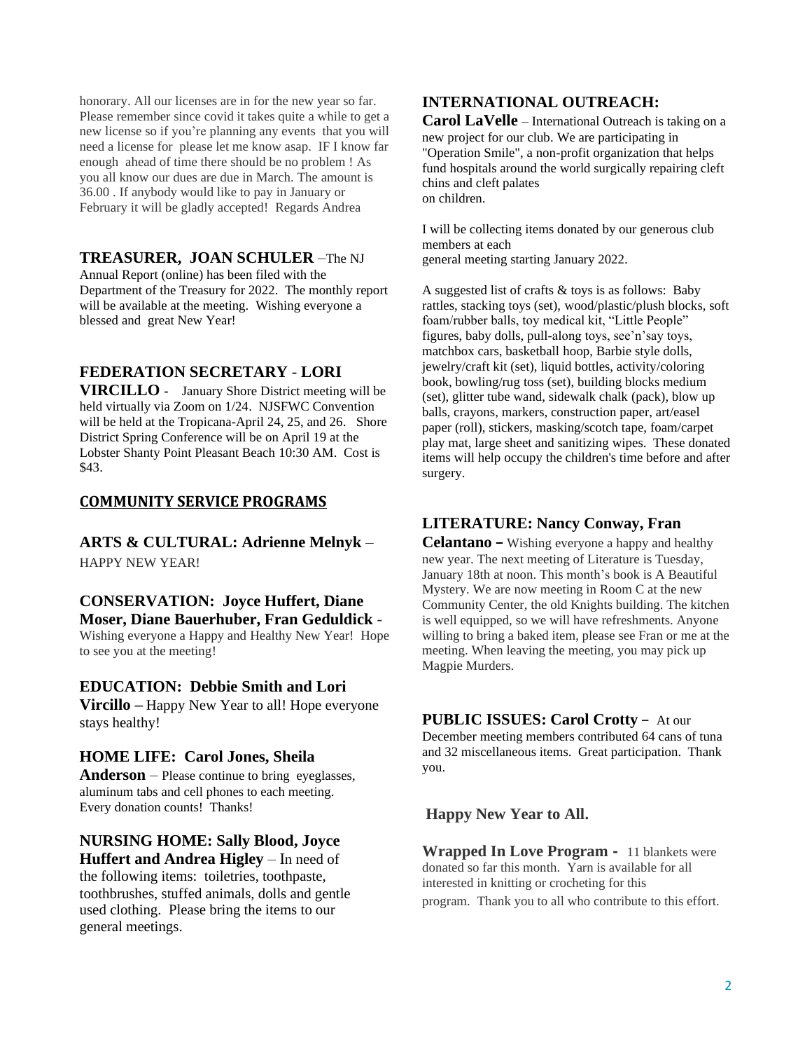honorary. All our licenses are in for the new year so far. Please remember since covid it takes quite a while to get a new license so if you're planning any events that you will need a license for please let me know asap. IF I know far enough ahead of time there should be no problem ! As you all know our dues are due in March. The amount is 36.00 . If anybody would like to pay in January or February it will be gladly accepted! Regards Andrea

**TREASURER, JOAN SCHULER** –The NJ Annual Report (online) has been filed with the Department of the Treasury for 2022. The monthly report will be available at the meeting. Wishing everyone a blessed and great New Year!

**FEDERATION SECRETARY - LORI VIRCILLO** - January Shore District meeting will be held virtually via Zoom on 1/24. NJSFWC Convention will be held at the Tropicana-April 24, 25, and 26. Shore District Spring Conference will be on April 19 at the Lobster Shanty Point Pleasant Beach 10:30 AM. Cost is $43.

## COMMUNITY SERVICE PROGRAMS

**ARTS & CULTURAL: Adrienne Melnyk** – HAPPY NEW YEAR!

**CONSERVATION: Joyce Huffert, Diane Moser, Diane Bauerhuber, Fran Geduldick** - Wishing everyone a Happy and Healthy New Year! Hope to see you at the meeting!

**EDUCATION: Debbie Smith and Lori Vircillo** – Happy New Year to all! Hope everyone stays healthy!

**HOME LIFE: Carol Jones, Sheila Anderson** – Please continue to bring eyeglasses, aluminum tabs and cell phones to each meeting. Every donation counts! Thanks!

**NURSING HOME: Sally Blood, Joyce Huffert and Andrea Higley** – In need of the following items: toiletries, toothpaste, toothbrushes, stuffed animals, dolls and gentle used clothing. Please bring the items to our general meetings.

**INTERNATIONAL OUTREACH:**

**Carol LaVelle** – International Outreach is taking on a new project for our club. We are participating in "Operation Smile", a non-profit organization that helps fund hospitals around the world surgically repairing cleft chins and cleft palates on children.

I will be collecting items donated by our generous club members at each general meeting starting January 2022.

A suggested list of crafts & toys is as follows: Baby rattles, stacking toys (set), wood/plastic/plush blocks, soft foam/rubber balls, toy medical kit, "Little People" figures, baby dolls, pull-along toys, see'n'say toys, matchbox cars, basketball hoop, Barbie style dolls, jewelry/craft kit (set), liquid bottles, activity/coloring book, bowling/rug toss (set), building blocks medium (set), glitter tube wand, sidewalk chalk (pack), blow up balls, crayons, markers, construction paper, art/easel paper (roll), stickers, masking/scotch tape, foam/carpet play mat, large sheet and sanitizing wipes. These donated items will help occupy the children's time before and after surgery.

**LITERATURE: Nancy Conway, Fran Celantano** – Wishing everyone a happy and healthy new year. The next meeting of Literature is Tuesday, January 18th at noon. This month's book is A Beautiful Mystery. We are now meeting in Room C at the new Community Center, the old Knights building. The kitchen is well equipped, so we will have refreshments. Anyone willing to bring a baked item, please see Fran or me at the meeting. When leaving the meeting, you may pick up Magpie Murders.

**PUBLIC ISSUES: Carol Crotty** – At our December meeting members contributed 64 cans of tuna and 32 miscellaneous items. Great participation. Thank you.

**Happy New Year to All.**

**Wrapped In Love Program -** 11 blankets were donated so far this month. Yarn is available for all interested in knitting or crocheting for this program. Thank you to all who contribute to this effort.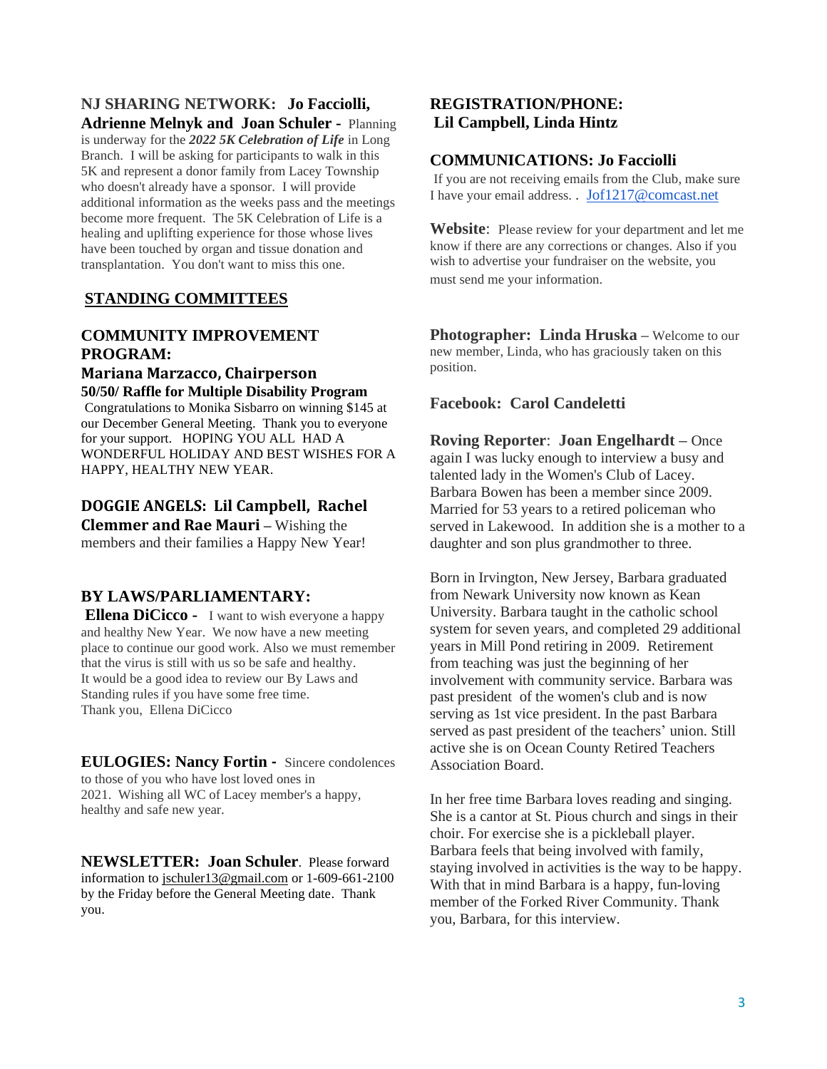**NJ SHARING NETWORK: Jo Facciolli, Adrienne Melnyk and Joan Schuler -** Planning is underway for the ***2022 5K Celebration of Life*** in Long Branch. I will be asking for participants to walk in this 5K and represent a donor family from Lacey Township who doesn't already have a sponsor. I will provide additional information as the weeks pass and the meetings become more frequent. The 5K Celebration of Life is a healing and uplifting experience for those whose lives have been touched by organ and tissue donation and transplantation. You don't want to miss this one.

## STANDING COMMITTEES

**COMMUNITY IMPROVEMENT PROGRAM:**

**Mariana Marzacco, Chairperson**

**50/50/ Raffle for Multiple Disability Program**

Congratulations to Monika Sisbarro on winning $145 at our December General Meeting. Thank you to everyone for your support. HOPING YOU ALL HAD A WONDERFUL HOLIDAY AND BEST WISHES FOR A HAPPY, HEALTHY NEW YEAR.

**DOGGIE ANGELS: Lil Campbell, Rachel Clemmer and Rae Mauri –** Wishing the members and their families a Happy New Year!

**BY LAWS/PARLIAMENTARY:**

**Ellena DiCicco -** I want to wish everyone a happy and healthy New Year. We now have a new meeting place to continue our good work. Also we must remember that the virus is still with us so be safe and healthy. It would be a good idea to review our By Laws and Standing rules if you have some free time.
Thank you, Ellena DiCicco

**EULOGIES: Nancy Fortin -** Sincere condolences to those of you who have lost loved ones in 2021. Wishing all WC of Lacey member's a happy, healthy and safe new year.

**NEWSLETTER: Joan Schuler**. Please forward information to jschuler13@gmail.com or 1-609-661-2100 by the Friday before the General Meeting date. Thank you.

**REGISTRATION/PHONE: Lil Campbell, Linda Hintz**

**COMMUNICATIONS: Jo Facciolli**

If you are not receiving emails from the Club, make sure I have your email address. . Jof1217@comcast.net

**Website**: Please review for your department and let me know if there are any corrections or changes. Also if you wish to advertise your fundraiser on the website, you must send me your information.

**Photographer: Linda Hruska –** Welcome to our new member, Linda, who has graciously taken on this position.

**Facebook: Carol Candeletti**

**Roving Reporter**: **Joan Engelhardt –** Once again I was lucky enough to interview a busy and talented lady in the Women's Club of Lacey. Barbara Bowen has been a member since 2009. Married for 53 years to a retired policeman who served in Lakewood. In addition she is a mother to a daughter and son plus grandmother to three.

Born in Irvington, New Jersey, Barbara graduated from Newark University now known as Kean University. Barbara taught in the catholic school system for seven years, and completed 29 additional years in Mill Pond retiring in 2009. Retirement from teaching was just the beginning of her involvement with community service. Barbara was past president of the women's club and is now serving as 1st vice president. In the past Barbara served as past president of the teachers' union. Still active she is on Ocean County Retired Teachers Association Board.

In her free time Barbara loves reading and singing. She is a cantor at St. Pious church and sings in their choir. For exercise she is a pickleball player. Barbara feels that being involved with family, staying involved in activities is the way to be happy. With that in mind Barbara is a happy, fun-loving member of the Forked River Community. Thank you, Barbara, for this interview.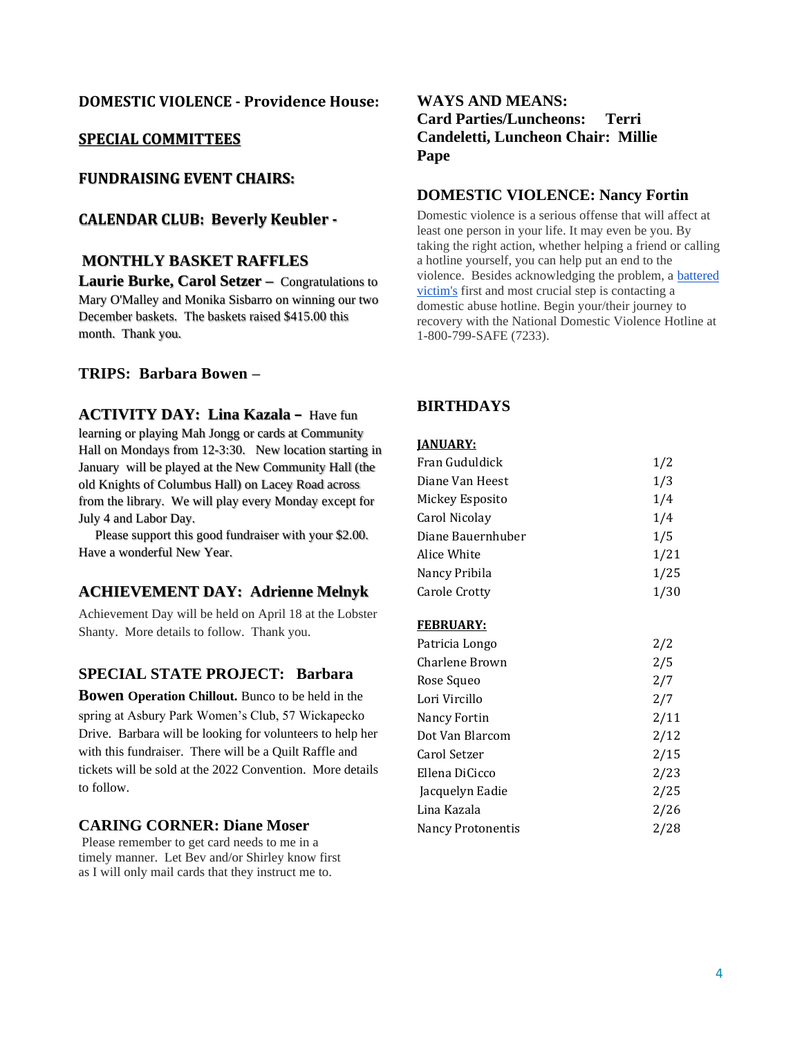**DOMESTIC VIOLENCE - Providence House:**

**SPECIAL COMMITTEES**

**FUNDRAISING EVENT CHAIRS:**

**CALENDAR CLUB: Beverly Keubler -**

**MONTHLY BASKET RAFFLES**

**Laurie Burke, Carol Setzer –** Congratulations to Mary O'Malley and Monika Sisbarro on winning our two December baskets. The baskets raised $415.00 this month. Thank you.

**TRIPS: Barbara Bowen –**

**ACTIVITY DAY: Lina Kazala –** Have fun learning or playing Mah Jongg or cards at Community Hall on Mondays from 12-3:30. New location starting in January will be played at the New Community Hall (the old Knights of Columbus Hall) on Lacey Road across from the library. We will play every Monday except for July 4 and Labor Day.

Please support this good fundraiser with your $2.00. Have a wonderful New Year.

**ACHIEVEMENT DAY: Adrienne Melnyk**

Achievement Day will be held on April 18 at the Lobster Shanty. More details to follow. Thank you.

**SPECIAL STATE PROJECT: Barbara Bowen Operation Chillout.** Bunco to be held in the spring at Asbury Park Women's Club, 57 Wickapecko Drive. Barbara will be looking for volunteers to help her with this fundraiser. There will be a Quilt Raffle and tickets will be sold at the 2022 Convention. More details to follow.

**CARING CORNER: Diane Moser**

Please remember to get card needs to me in a timely manner. Let Bev and/or Shirley know first as I will only mail cards that they instruct me to.

**WAYS AND MEANS:**
**Card Parties/Luncheons: Terri Candeletti, Luncheon Chair: Millie Pape**

**DOMESTIC VIOLENCE: Nancy Fortin**

Domestic violence is a serious offense that will affect at least one person in your life. It may even be you. By taking the right action, whether helping a friend or calling a hotline yourself, you can help put an end to the violence. Besides acknowledging the problem, a battered victim's first and most crucial step is contacting a domestic abuse hotline. Begin your/their journey to recovery with the National Domestic Violence Hotline at 1-800-799-SAFE (7233).

**BIRTHDAYS**

**JANUARY:**

| | |
|---|---|
| Fran Guduldick | 1/2 |
| Diane Van Heest | 1/3 |
| Mickey Esposito | 1/4 |
| Carol Nicolay | 1/4 |
| Diane Bauernhuber | 1/5 |
| Alice White | 1/21 |
| Nancy Pribila | 1/25 |
| Carole Crotty | 1/30 |

**FEBRUARY:**

| | |
|---|---|
| Patricia Longo | 2/2 |
| Charlene Brown | 2/5 |
| Rose Squeo | 2/7 |
| Lori Vircillo | 2/7 |
| Nancy Fortin | 2/11 |
| Dot Van Blarcom | 2/12 |
| Carol Setzer | 2/15 |
| Ellena DiCicco | 2/23 |
| Jacquelyn Eadie | 2/25 |
| Lina Kazala | 2/26 |
| Nancy Protonentis | 2/28 |